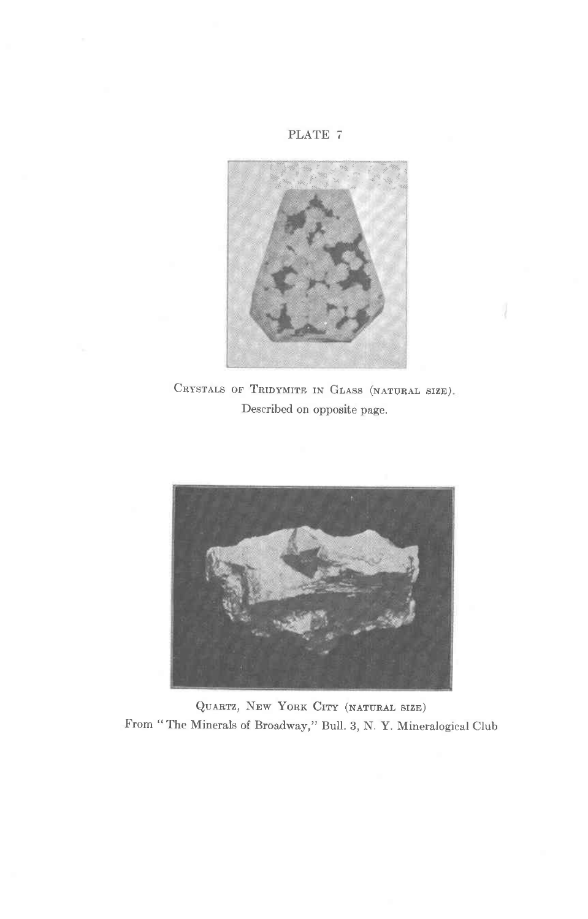PLATE 7

Crystals of Tridymite in Glass (natural size).
Described on opposite page.

Quartz, New York City (natural size)
From "The Minerals of Broadway," Bull. 3, N. Y. Mineralogical Club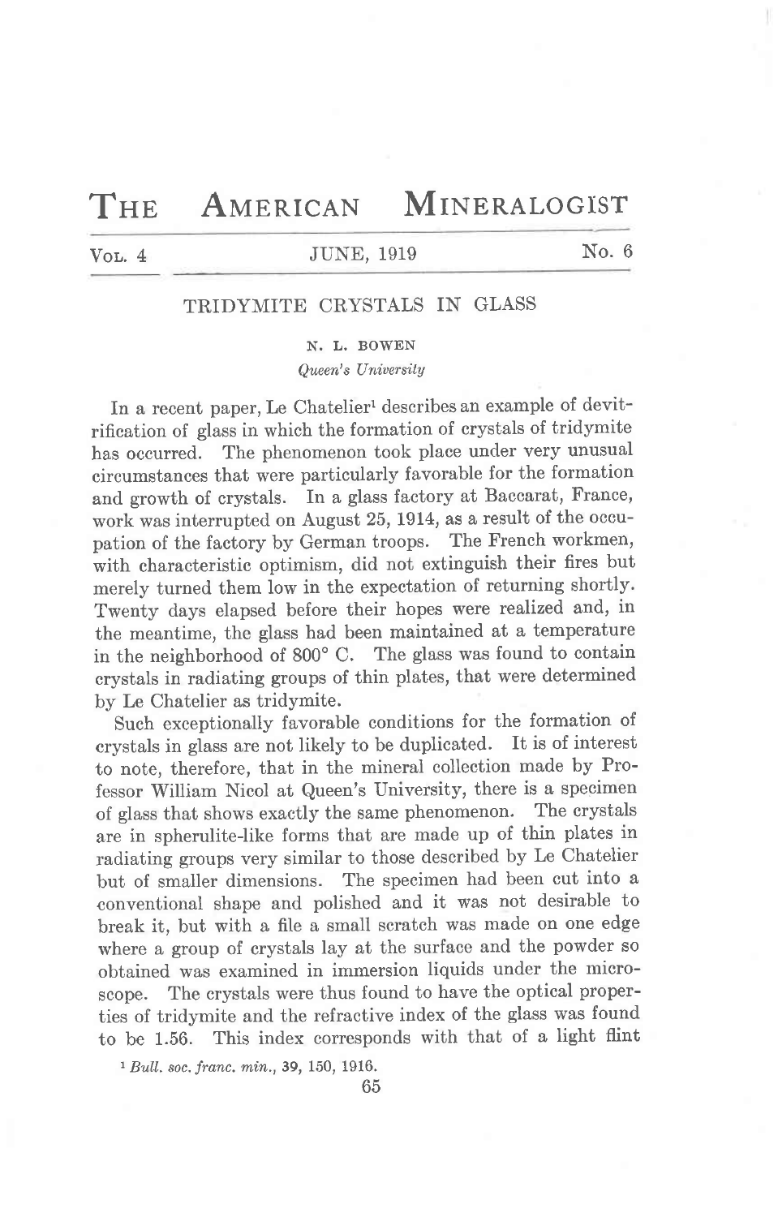# THE AMERICAN MINERALOGIST

Vol. 4 — JUNE, 1919 — No. 6

## TRIDYMITE CRYSTALS IN GLASS

N. L. BOWEN

*Queen's University*

In a recent paper, Le Chatelier[1] describes an example of devitrification of glass in which the formation of crystals of tridymite has occurred. The phenomenon took place under very unusual circumstances that were particularly favorable for the formation and growth of crystals. In a glass factory at Baccarat, France, work was interrupted on August 25, 1914, as a result of the occupation of the factory by German troops. The French workmen, with characteristic optimism, did not extinguish their fires but merely turned them low in the expectation of returning shortly. Twenty days elapsed before their hopes were realized and, in the meantime, the glass had been maintained at a temperature in the neighborhood of 800° C. The glass was found to contain crystals in radiating groups of thin plates, that were determined by Le Chatelier as tridymite.

Such exceptionally favorable conditions for the formation of crystals in glass are not likely to be duplicated. It is of interest to note, therefore, that in the mineral collection made by Professor William Nicol at Queen's University, there is a specimen of glass that shows exactly the same phenomenon. The crystals are in spherulite-like forms that are made up of thin plates in radiating groups very similar to those described by Le Chatelier but of smaller dimensions. The specimen had been cut into a conventional shape and polished and it was not desirable to break it, but with a file a small scratch was made on one edge where a group of crystals lay at the surface and the powder so obtained was examined in immersion liquids under the microscope. The crystals were thus found to have the optical properties of tridymite and the refractive index of the glass was found to be 1.56. This index corresponds with that of a light flint

[1] *Bull. soc. franc. min.*, **39**, 150, 1916.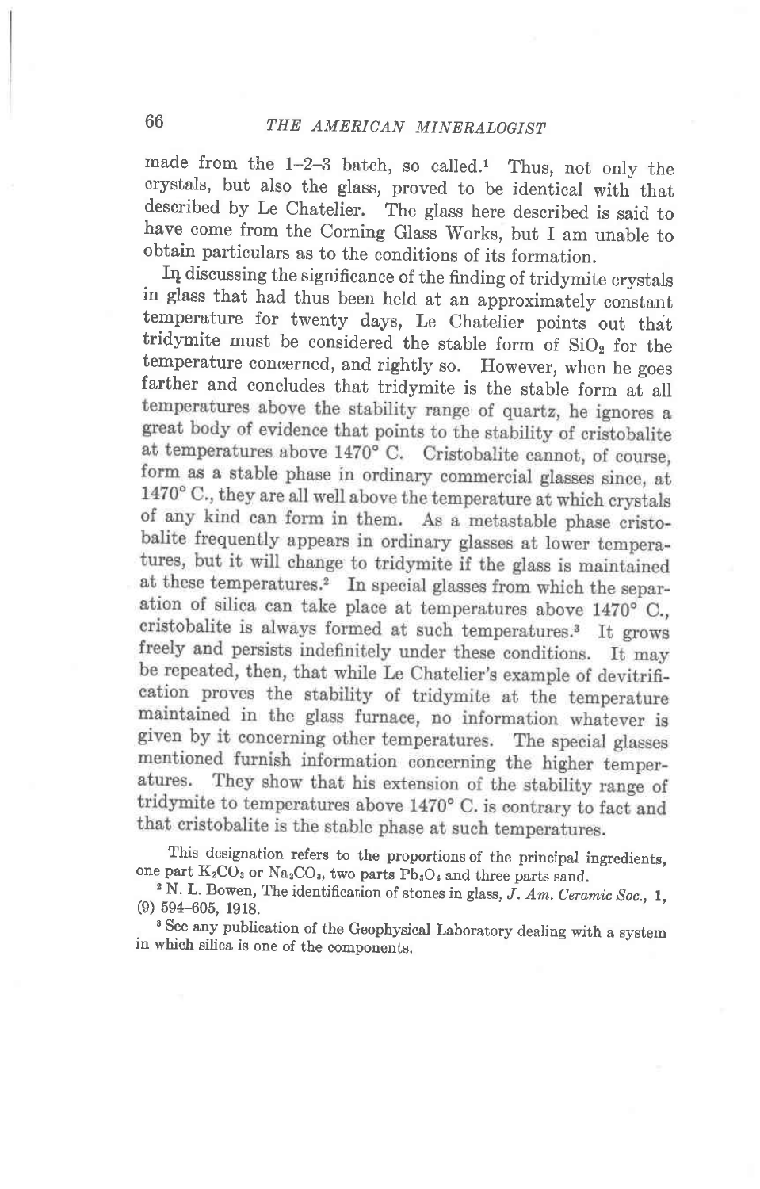made from the 1–2–3 batch, so called.[1] Thus, not only the crystals, but also the glass, proved to be identical with that described by Le Chatelier. The glass here described is said to have come from the Corning Glass Works, but I am unable to obtain particulars as to the conditions of its formation.

In discussing the significance of the finding of tridymite crystals in glass that had thus been held at an approximately constant temperature for twenty days, Le Chatelier points out that tridymite must be considered the stable form of $SiO_2$ for the temperature concerned, and rightly so. However, when he goes farther and concludes that tridymite is the stable form at all temperatures above the stability range of quartz, he ignores a great body of evidence that points to the stability of cristobalite at temperatures above 1470° C. Cristobalite cannot, of course, form as a stable phase in ordinary commercial glasses since, at 1470° C., they are all well above the temperature at which crystals of any kind can form in them. As a metastable phase cristobalite frequently appears in ordinary glasses at lower temperatures, but it will change to tridymite if the glass is maintained at these temperatures.[2] In special glasses from which the separation of silica can take place at temperatures above 1470° C., cristobalite is always formed at such temperatures.[3] It grows freely and persists indefinitely under these conditions. It may be repeated, then, that while Le Chatelier's example of devitrification proves the stability of tridymite at the temperature maintained in the glass furnace, no information whatever is given by it concerning other temperatures. The special glasses mentioned furnish information concerning the higher temperatures. They show that his extension of the stability range of tridymite to temperatures above 1470° C. is contrary to fact and that cristobalite is the stable phase at such temperatures.

[1] This designation refers to the proportions of the principal ingredients, one part $K_2CO_3$ or $Na_2CO_3$, two parts $Pb_3O_4$ and three parts sand.

[2] N. L. Bowen, The identification of stones in glass, *J. Am. Ceramic Soc.*, **1**, (9) 594–605, 1918.

[3] See any publication of the Geophysical Laboratory dealing with a system in which silica is one of the components.